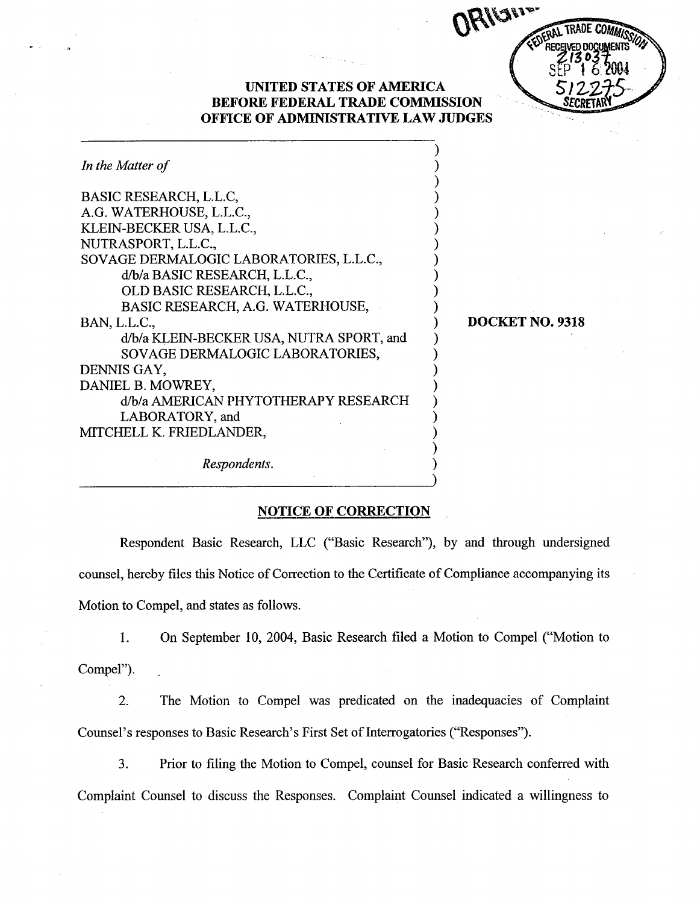ORIGINAL

FEDERAL TRADE COMMISSION RECEIVED DOCUMENTS 213037 SEP 16 2004 512275 SECRETARY

**UNITED STATES OF AMERICA**
**BEFORE FEDERAL TRADE COMMISSION**
**OFFICE OF ADMINISTRATIVE LAW JUDGES**

*In the Matter of*

BASIC RESEARCH, L.L.C,
A.G. WATERHOUSE, L.L.C.,
KLEIN-BECKER USA, L.L.C.,
NUTRASPORT, L.L.C.,
SOVAGE DERMALOGIC LABORATORIES, L.L.C.,
d/b/a BASIC RESEARCH, L.L.C.,
OLD BASIC RESEARCH, L.L.C.,
BASIC RESEARCH, A.G. WATERHOUSE,
BAN, L.L.C.,
d/b/a KLEIN-BECKER USA, NUTRA SPORT, and
SOVAGE DERMALOGIC LABORATORIES,
DENNIS GAY,
DANIEL B. MOWREY,
d/b/a AMERICAN PHYTOTHERAPY RESEARCH
LABORATORY, and
MITCHELL K. FRIEDLANDER,

*Respondents.*

**DOCKET NO. 9318**

## NOTICE OF CORRECTION

Respondent Basic Research, LLC ("Basic Research"), by and through undersigned counsel, hereby files this Notice of Correction to the Certificate of Compliance accompanying its Motion to Compel, and states as follows.

1. On September 10, 2004, Basic Research filed a Motion to Compel ("Motion to Compel").

2. The Motion to Compel was predicated on the inadequacies of Complaint Counsel's responses to Basic Research's First Set of Interrogatories ("Responses").

3. Prior to filing the Motion to Compel, counsel for Basic Research conferred with Complaint Counsel to discuss the Responses. Complaint Counsel indicated a willingness to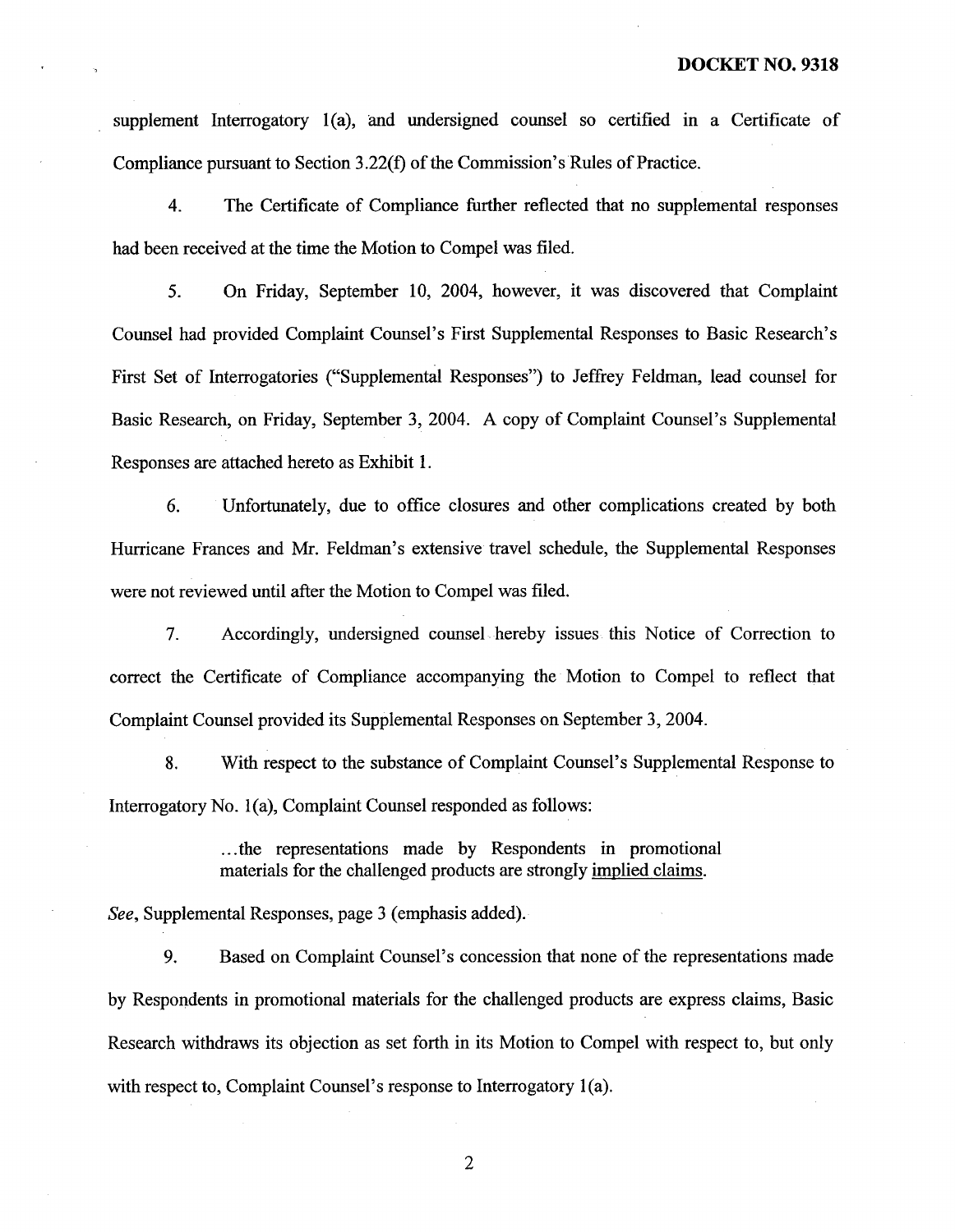supplement Interrogatory 1(a), and undersigned counsel so certified in a Certificate of Compliance pursuant to Section 3.22(f) of the Commission's Rules of Practice.

4. The Certificate of Compliance further reflected that no supplemental responses had been received at the time the Motion to Compel was filed.

5. On Friday, September 10, 2004, however, it was discovered that Complaint Counsel had provided Complaint Counsel's First Supplemental Responses to Basic Research's First Set of Interrogatories ("Supplemental Responses") to Jeffrey Feldman, lead counsel for Basic Research, on Friday, September 3, 2004. A copy of Complaint Counsel's Supplemental Responses are attached hereto as Exhibit 1.

6. Unfortunately, due to office closures and other complications created by both Hurricane Frances and Mr. Feldman's extensive travel schedule, the Supplemental Responses were not reviewed until after the Motion to Compel was filed.

7. Accordingly, undersigned counsel hereby issues this Notice of Correction to correct the Certificate of Compliance accompanying the Motion to Compel to reflect that Complaint Counsel provided its Supplemental Responses on September 3, 2004.

8. With respect to the substance of Complaint Counsel's Supplemental Response to Interrogatory No. 1(a), Complaint Counsel responded as follows:

> ...the representations made by Respondents in promotional materials for the challenged products are strongly <u>implied claims</u>.

*See*, Supplemental Responses, page 3 (emphasis added).

9. Based on Complaint Counsel's concession that none of the representations made by Respondents in promotional materials for the challenged products are express claims, Basic Research withdraws its objection as set forth in its Motion to Compel with respect to, but only with respect to, Complaint Counsel's response to Interrogatory 1(a).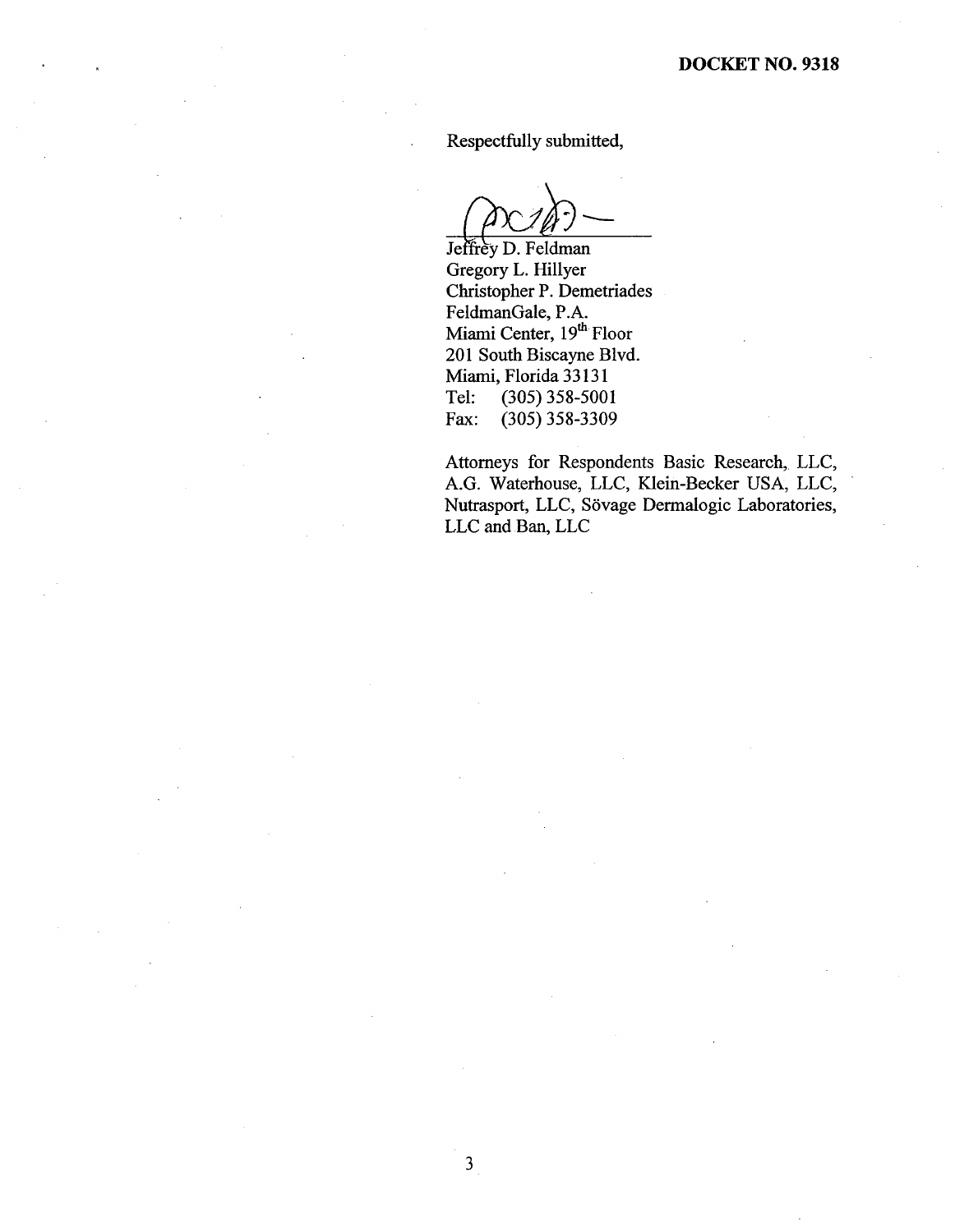**DOCKET NO. 9318**

Respectfully submitted,

Jeffrey D. Feldman
Gregory L. Hillyer
Christopher P. Demetriades
FeldmanGale, P.A.
Miami Center, 19th Floor
201 South Biscayne Blvd.
Miami, Florida 33131
Tel: (305) 358-5001
Fax: (305) 358-3309

Attorneys for Respondents Basic Research, LLC, A.G. Waterhouse, LLC, Klein-Becker USA, LLC, Nutrasport, LLC, Sövage Dermalogic Laboratories, LLC and Ban, LLC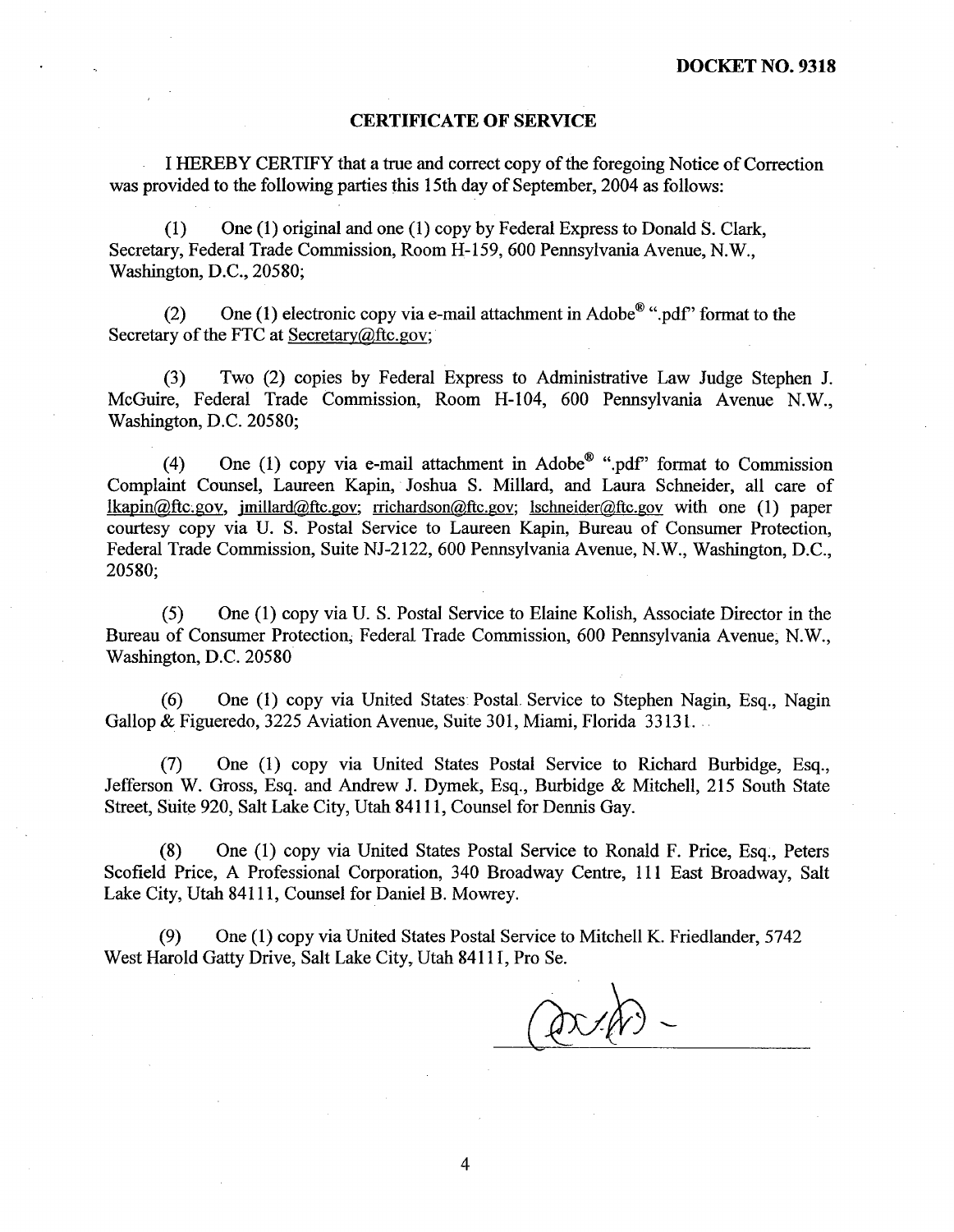**DOCKET NO. 9318**

## CERTIFICATE OF SERVICE

I HEREBY CERTIFY that a true and correct copy of the foregoing Notice of Correction was provided to the following parties this 15th day of September, 2004 as follows:

(1) One (1) original and one (1) copy by Federal Express to Donald S. Clark, Secretary, Federal Trade Commission, Room H-159, 600 Pennsylvania Avenue, N.W., Washington, D.C., 20580;

(2) One (1) electronic copy via e-mail attachment in Adobe® ".pdf" format to the Secretary of the FTC at Secretary@ftc.gov;

(3) Two (2) copies by Federal Express to Administrative Law Judge Stephen J. McGuire, Federal Trade Commission, Room H-104, 600 Pennsylvania Avenue N.W., Washington, D.C. 20580;

(4) One (1) copy via e-mail attachment in Adobe® ".pdf" format to Commission Complaint Counsel, Laureen Kapin, Joshua S. Millard, and Laura Schneider, all care of lkapin@ftc.gov, jmillard@ftc.gov; rrichardson@ftc.gov; lschneider@ftc.gov with one (1) paper courtesy copy via U. S. Postal Service to Laureen Kapin, Bureau of Consumer Protection, Federal Trade Commission, Suite NJ-2122, 600 Pennsylvania Avenue, N.W., Washington, D.C., 20580;

(5) One (1) copy via U. S. Postal Service to Elaine Kolish, Associate Director in the Bureau of Consumer Protection, Federal Trade Commission, 600 Pennsylvania Avenue, N.W., Washington, D.C. 20580

(6) One (1) copy via United States Postal Service to Stephen Nagin, Esq., Nagin Gallop & Figueredo, 3225 Aviation Avenue, Suite 301, Miami, Florida 33131.

(7) One (1) copy via United States Postal Service to Richard Burbidge, Esq., Jefferson W. Gross, Esq. and Andrew J. Dymek, Esq., Burbidge & Mitchell, 215 South State Street, Suite 920, Salt Lake City, Utah 84111, Counsel for Dennis Gay.

(8) One (1) copy via United States Postal Service to Ronald F. Price, Esq., Peters Scofield Price, A Professional Corporation, 340 Broadway Centre, 111 East Broadway, Salt Lake City, Utah 84111, Counsel for Daniel B. Mowrey.

(9) One (1) copy via United States Postal Service to Mitchell K. Friedlander, 5742 West Harold Gatty Drive, Salt Lake City, Utah 84111, Pro Se.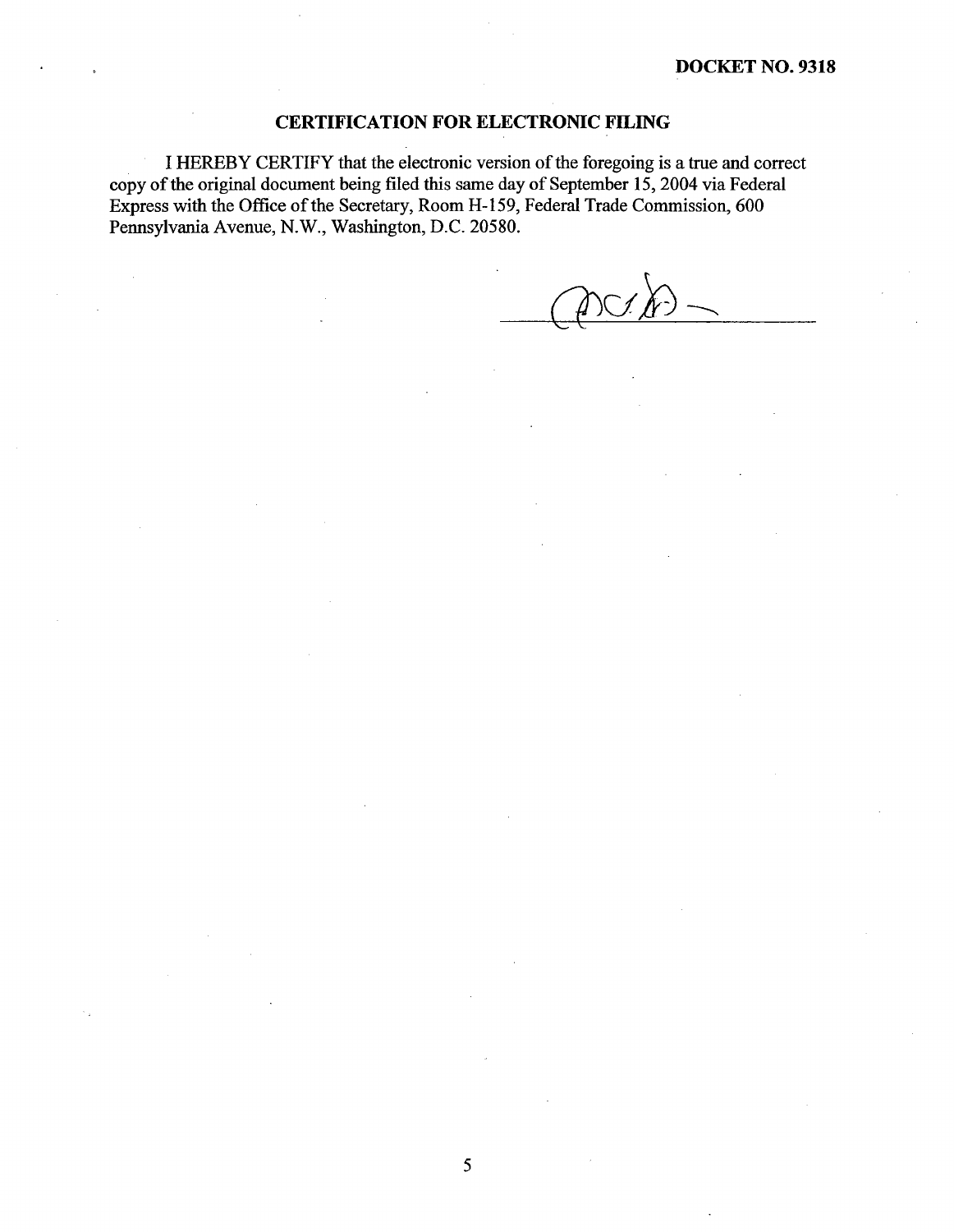**DOCKET NO. 9318**

## CERTIFICATION FOR ELECTRONIC FILING

I HEREBY CERTIFY that the electronic version of the foregoing is a true and correct copy of the original document being filed this same day of September 15, 2004 via Federal Express with the Office of the Secretary, Room H-159, Federal Trade Commission, 600 Pennsylvania Avenue, N.W., Washington, D.C. 20580.

\_\_\_\_\_\_\_\_\_\_\_\_\_\_\_\_\_\_\_\_\_\_\_\_\_\_\_\_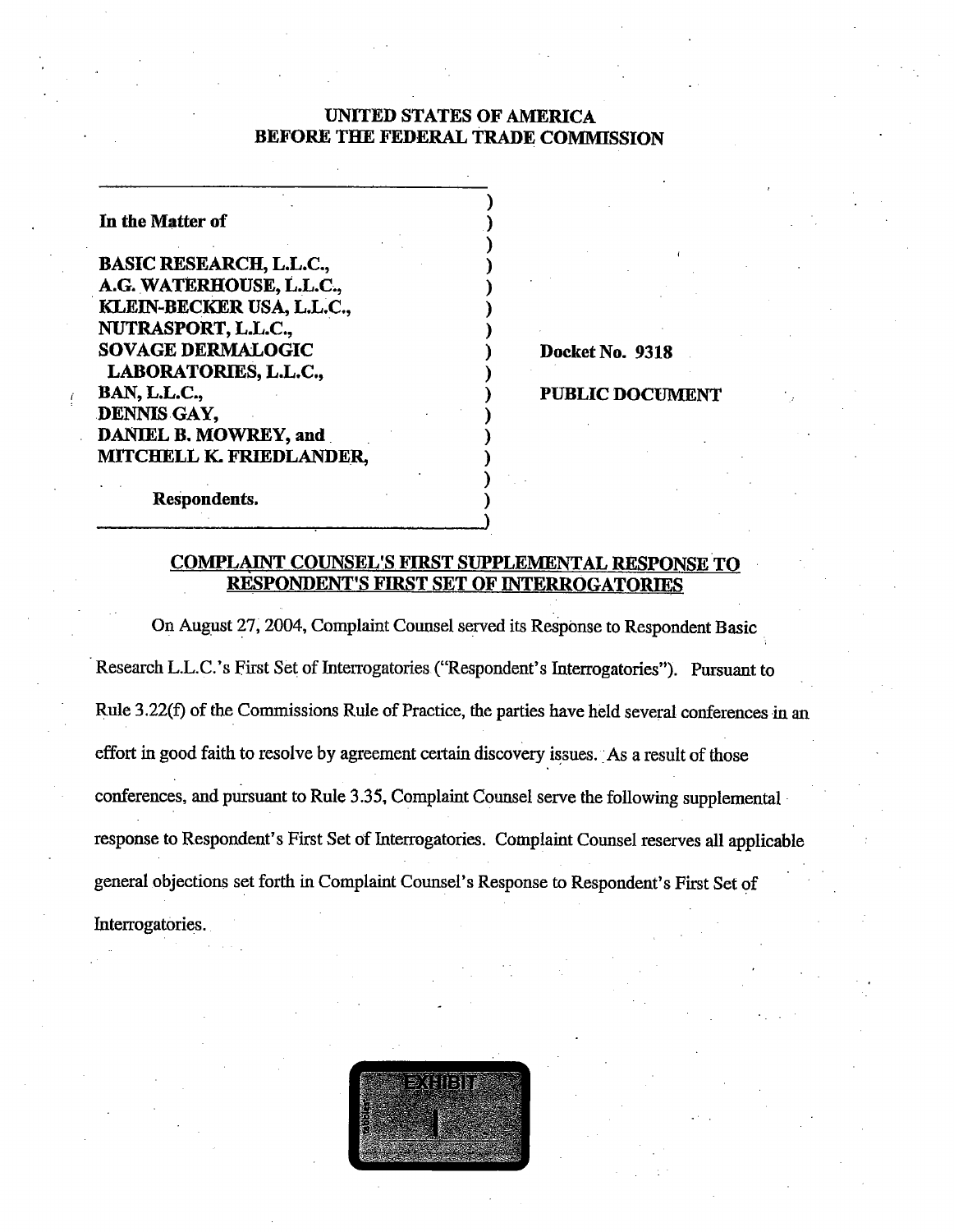**UNITED STATES OF AMERICA**
**BEFORE THE FEDERAL TRADE COMMISSION**

| | | |
|---|---|---|
| **In the Matter of** | ) | |
| | ) | |
| **BASIC RESEARCH, L.L.C.,** | ) | |
| **A.G. WATERHOUSE, L.L.C.,** | ) | |
| **KLEIN-BECKER USA, L.L.C.,** | ) | |
| **NUTRASPORT, L.L.C.,** | ) | |
| **SOVAGE DERMALOGIC** | ) | **Docket No. 9318** |
| **LABORATORIES, L.L.C.,** | ) | |
| **BAN, L.L.C.,** | ) | **PUBLIC DOCUMENT** |
| **DENNIS GAY,** | ) | |
| **DANIEL B. MOWREY, and** | ) | |
| **MITCHELL K. FRIEDLANDER,** | ) | |
| | ) | |
| **Respondents.** | ) | |

**COMPLAINT COUNSEL'S FIRST SUPPLEMENTAL RESPONSE TO RESPONDENT'S FIRST SET OF INTERROGATORIES**

On August 27, 2004, Complaint Counsel served its Response to Respondent Basic Research L.L.C.'s First Set of Interrogatories ("Respondent's Interrogatories"). Pursuant to Rule 3.22(f) of the Commissions Rule of Practice, the parties have held several conferences in an effort in good faith to resolve by agreement certain discovery issues. As a result of those conferences, and pursuant to Rule 3.35, Complaint Counsel serve the following supplemental response to Respondent's First Set of Interrogatories. Complaint Counsel reserves all applicable general objections set forth in Complaint Counsel's Response to Respondent's First Set of Interrogatories.

EXHIBIT 1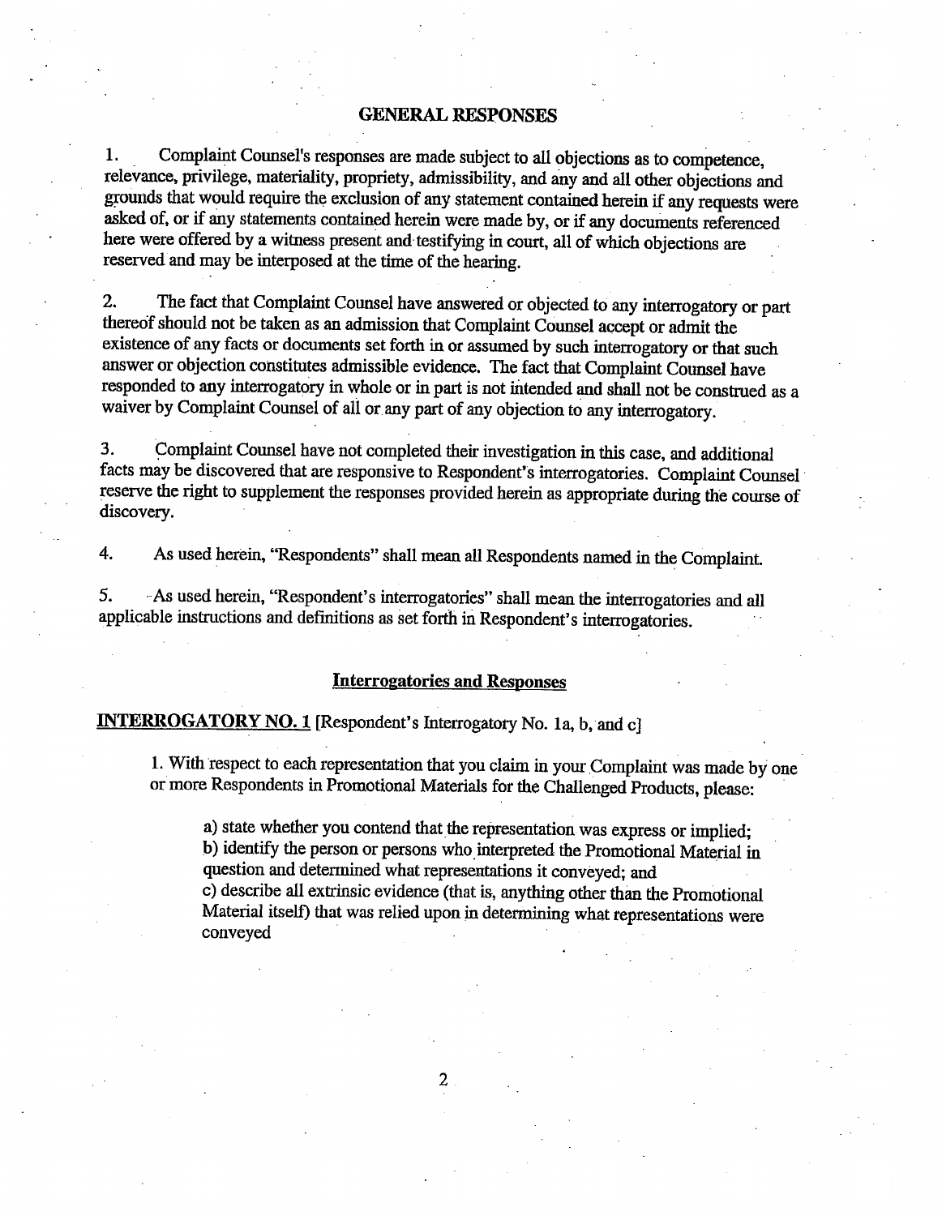## GENERAL RESPONSES

1. Complaint Counsel's responses are made subject to all objections as to competence, relevance, privilege, materiality, propriety, admissibility, and any and all other objections and grounds that would require the exclusion of any statement contained herein if any requests were asked of, or if any statements contained herein were made by, or if any documents referenced here were offered by a witness present and testifying in court, all of which objections are reserved and may be interposed at the time of the hearing.

2. The fact that Complaint Counsel have answered or objected to any interrogatory or part thereof should not be taken as an admission that Complaint Counsel accept or admit the existence of any facts or documents set forth in or assumed by such interrogatory or that such answer or objection constitutes admissible evidence. The fact that Complaint Counsel have responded to any interrogatory in whole or in part is not intended and shall not be construed as a waiver by Complaint Counsel of all or any part of any objection to any interrogatory.

3. Complaint Counsel have not completed their investigation in this case, and additional facts may be discovered that are responsive to Respondent's interrogatories. Complaint Counsel reserve the right to supplement the responses provided herein as appropriate during the course of discovery.

4. As used herein, "Respondents" shall mean all Respondents named in the Complaint.

5. As used herein, "Respondent's interrogatories" shall mean the interrogatories and all applicable instructions and definitions as set forth in Respondent's interrogatories.

## Interrogatories and Responses

**INTERROGATORY NO. 1** [Respondent's Interrogatory No. 1a, b, and c]

> 1. With respect to each representation that you claim in your Complaint was made by one or more Respondents in Promotional Materials for the Challenged Products, please:
>
> > a) state whether you contend that the representation was express or implied;
> > b) identify the person or persons who interpreted the Promotional Material in question and determined what representations it conveyed; and
> > c) describe all extrinsic evidence (that is, anything other than the Promotional Material itself) that was relied upon in determining what representations were conveyed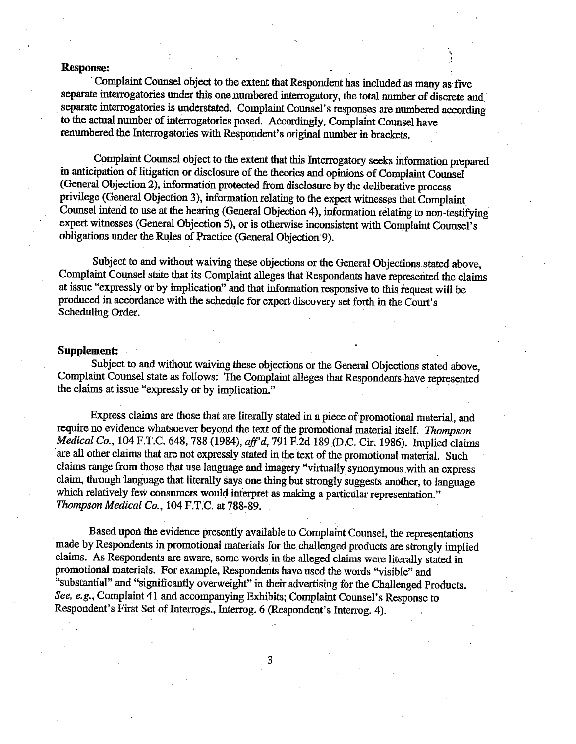**Response:**

Complaint Counsel object to the extent that Respondent has included as many as five separate interrogatories under this one numbered interrogatory, the total number of discrete and separate interrogatories is understated. Complaint Counsel's responses are numbered according to the actual number of interrogatories posed. Accordingly, Complaint Counsel have renumbered the Interrogatories with Respondent's original number in brackets.

Complaint Counsel object to the extent that this Interrogatory seeks information prepared in anticipation of litigation or disclosure of the theories and opinions of Complaint Counsel (General Objection 2), information protected from disclosure by the deliberative process privilege (General Objection 3), information relating to the expert witnesses that Complaint Counsel intend to use at the hearing (General Objection 4), information relating to non-testifying expert witnesses (General Objection 5), or is otherwise inconsistent with Complaint Counsel's obligations under the Rules of Practice (General Objection 9).

Subject to and without waiving these objections or the General Objections stated above, Complaint Counsel state that its Complaint alleges that Respondents have represented the claims at issue "expressly or by implication" and that information responsive to this request will be produced in accordance with the schedule for expert discovery set forth in the Court's Scheduling Order.

**Supplement:**

Subject to and without waiving these objections or the General Objections stated above, Complaint Counsel state as follows: The Complaint alleges that Respondents have represented the claims at issue "expressly or by implication."

Express claims are those that are literally stated in a piece of promotional material, and require no evidence whatsoever beyond the text of the promotional material itself. *Thompson Medical Co.*, 104 F.T.C. 648, 788 (1984), *aff'd*, 791 F.2d 189 (D.C. Cir. 1986). Implied claims are all other claims that are not expressly stated in the text of the promotional material. Such claims range from those that use language and imagery "virtually synonymous with an express claim, through language that literally says one thing but strongly suggests another, to language which relatively few consumers would interpret as making a particular representation." *Thompson Medical Co.*, 104 F.T.C. at 788-89.

Based upon the evidence presently available to Complaint Counsel, the representations made by Respondents in promotional materials for the challenged products are strongly implied claims. As Respondents are aware, some words in the alleged claims were literally stated in promotional materials. For example, Respondents have used the words "visible" and "substantial" and "significantly overweight" in their advertising for the Challenged Products. *See, e.g.*, Complaint 41 and accompanying Exhibits; Complaint Counsel's Response to Respondent's First Set of Interrogs., Interrog. 6 (Respondent's Interrog. 4).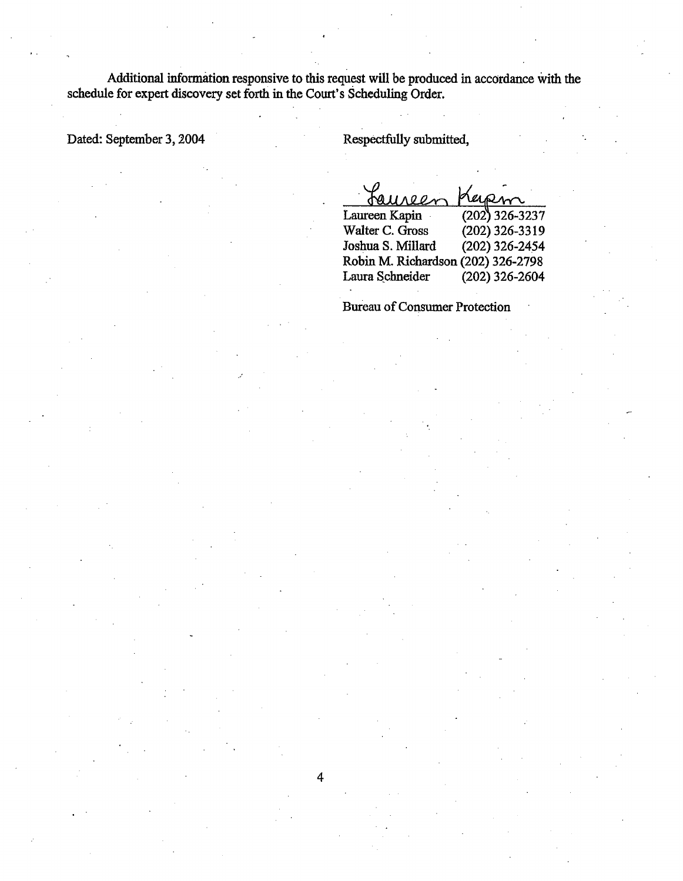Additional information responsive to this request will be produced in accordance with the schedule for expert discovery set forth in the Court's Scheduling Order.

Dated: September 3, 2004

Respectfully submitted,

Laureen Kapin

| | |
|---|---|
| Laureen Kapin | (202) 326-3237 |
| Walter C. Gross | (202) 326-3319 |
| Joshua S. Millard | (202) 326-2454 |
| Robin M. Richardson | (202) 326-2798 |
| Laura Schneider | (202) 326-2604 |

Bureau of Consumer Protection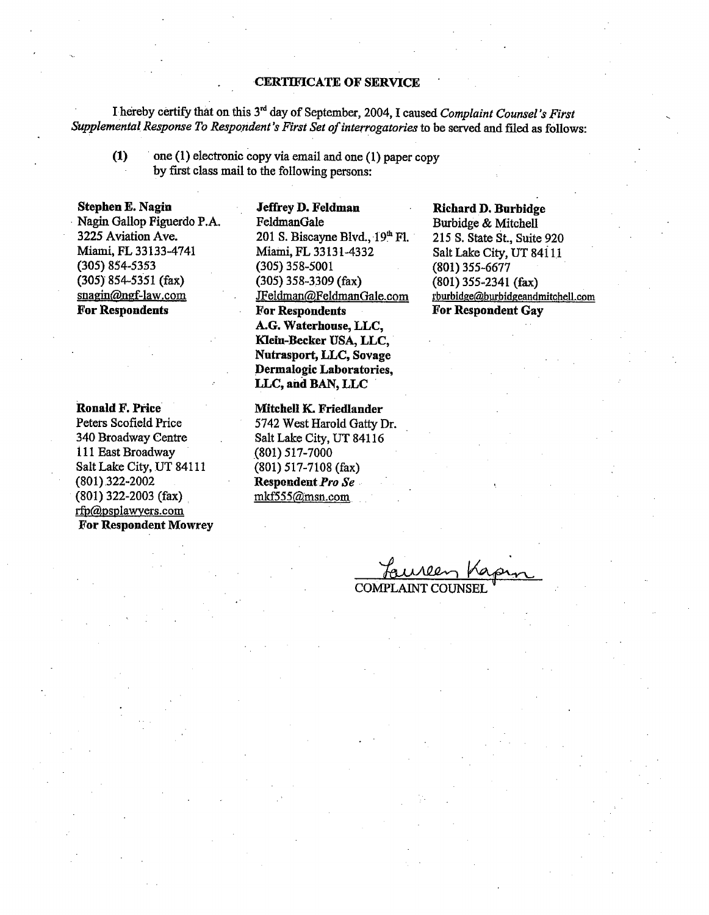## CERTIFICATE OF SERVICE

I hereby certify that on this 3rd day of September, 2004, I caused *Complaint Counsel's First Supplemental Response To Respondent's First Set of interrogatories* to be served and filed as follows:

(1) one (1) electronic copy via email and one (1) paper copy by first class mail to the following persons:

**Stephen E. Nagin**
Nagin Gallop Figuerdo P.A.
3225 Aviation Ave.
Miami, FL 33133-4741
(305) 854-5353
(305) 854-5351 (fax)
snagin@ngf-law.com
**For Respondents**

**Jeffrey D. Feldman**
FeldmanGale
201 S. Biscayne Blvd., 19th Fl.
Miami, FL 33131-4332
(305) 358-5001
(305) 358-3309 (fax)
JFeldman@FeldmanGale.com
**For Respondents A.G. Waterhouse, LLC, Klein-Becker USA, LLC, Nutrasport, LLC, Sovage Dermalogic Laboratories, LLC, and BAN, LLC**

**Richard D. Burbidge**
Burbidge & Mitchell
215 S. State St., Suite 920
Salt Lake City, UT 84111
(801) 355-6677
(801) 355-2341 (fax)
rburbidge@burbidgeandmitchell.com
**For Respondent Gay**

**Ronald F. Price**
Peters Scofield Price
340 Broadway Centre
111 East Broadway
Salt Lake City, UT 84111
(801) 322-2002
(801) 322-2003 (fax)
rfp@psplawyers.com
**For Respondent Mowrey**

**Mitchell K. Friedlander**
5742 West Harold Gatty Dr.
Salt Lake City, UT 84116
(801) 517-7000
(801) 517-7108 (fax)
**Respondent *Pro Se***
mkf555@msn.com

Laureen Kapin
COMPLAINT COUNSEL